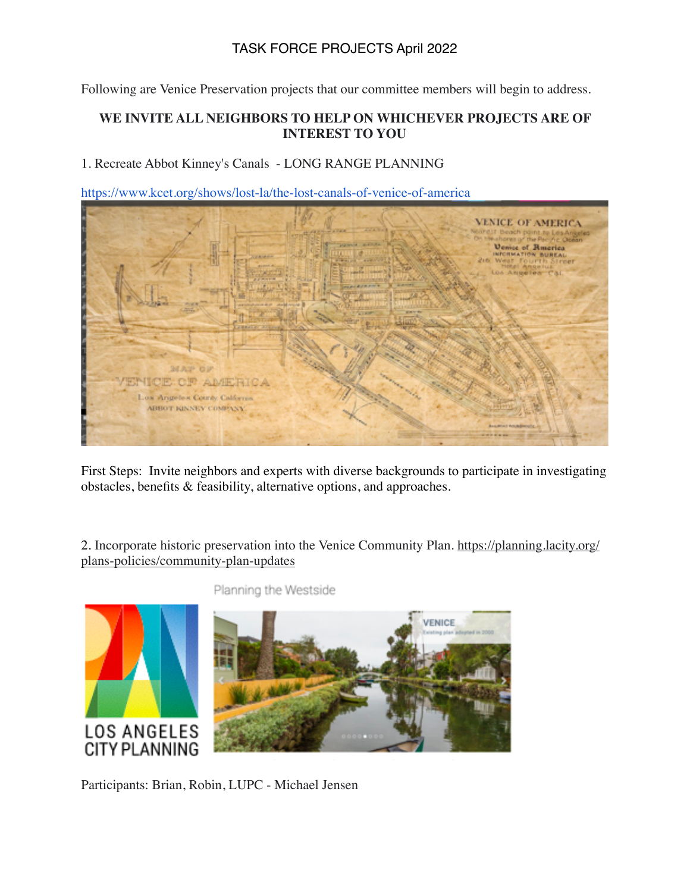# TASK FORCE PROJECTS April 2022

Following are Venice Preservation projects that our committee members will begin to address.

**WE INVITE ALL NEIGHBORS TO HELP ON WHICHEVER PROJECTS ARE OF INTEREST TO YOU**

1. Recreate Abbot Kinney's Canals - LONG RANGE PLANNING

https://www.kcet.org/shows/lost-la/the-lost-canals-of-venice-of-america

First Steps: Invite neighbors and experts with diverse backgrounds to participate in investigating obstacles, benefits & feasibility, alternative options, and approaches.

2. Incorporate historic preservation into the Venice Community Plan. https://planning.lacity.org/plans-policies/community-plan-updates

Participants: Brian, Robin, LUPC - Michael Jensen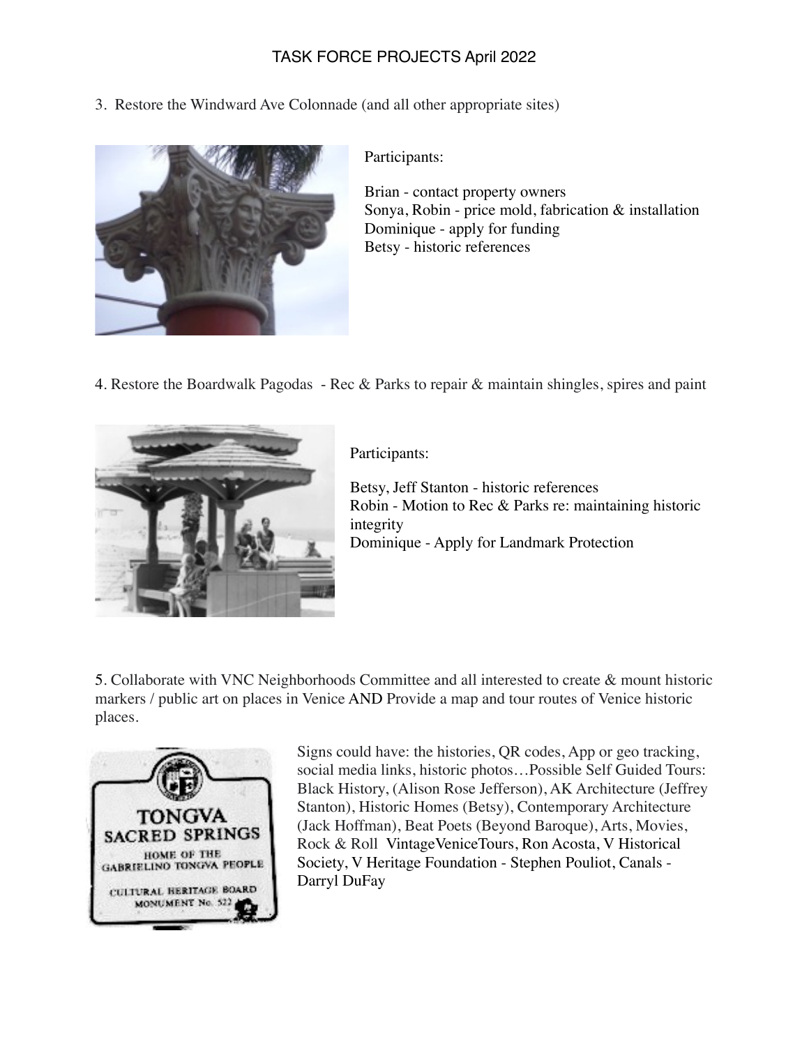# TASK FORCE PROJECTS April 2022

3. Restore the Windward Ave Colonnade (and all other appropriate sites)

Participants:

Brian - contact property owners
Sonya, Robin - price mold, fabrication & installation
Dominique - apply for funding
Betsy - historic references

4. Restore the Boardwalk Pagodas - Rec & Parks to repair & maintain shingles, spires and paint

Participants:

Betsy, Jeff Stanton - historic references
Robin - Motion to Rec & Parks re: maintaining historic integrity
Dominique - Apply for Landmark Protection

5. Collaborate with VNC Neighborhoods Committee and all interested to create & mount historic markers / public art on places in Venice AND Provide a map and tour routes of Venice historic places.

Signs could have: the histories, QR codes, App or geo tracking, social media links, historic photos…Possible Self Guided Tours: Black History, (Alison Rose Jefferson), AK Architecture (Jeffrey Stanton), Historic Homes (Betsy), Contemporary Architecture (Jack Hoffman), Beat Poets (Beyond Baroque), Arts, Movies, Rock & Roll VintageVeniceTours, Ron Acosta, V Historical Society, V Heritage Foundation - Stephen Pouliot, Canals - Darryl DuFay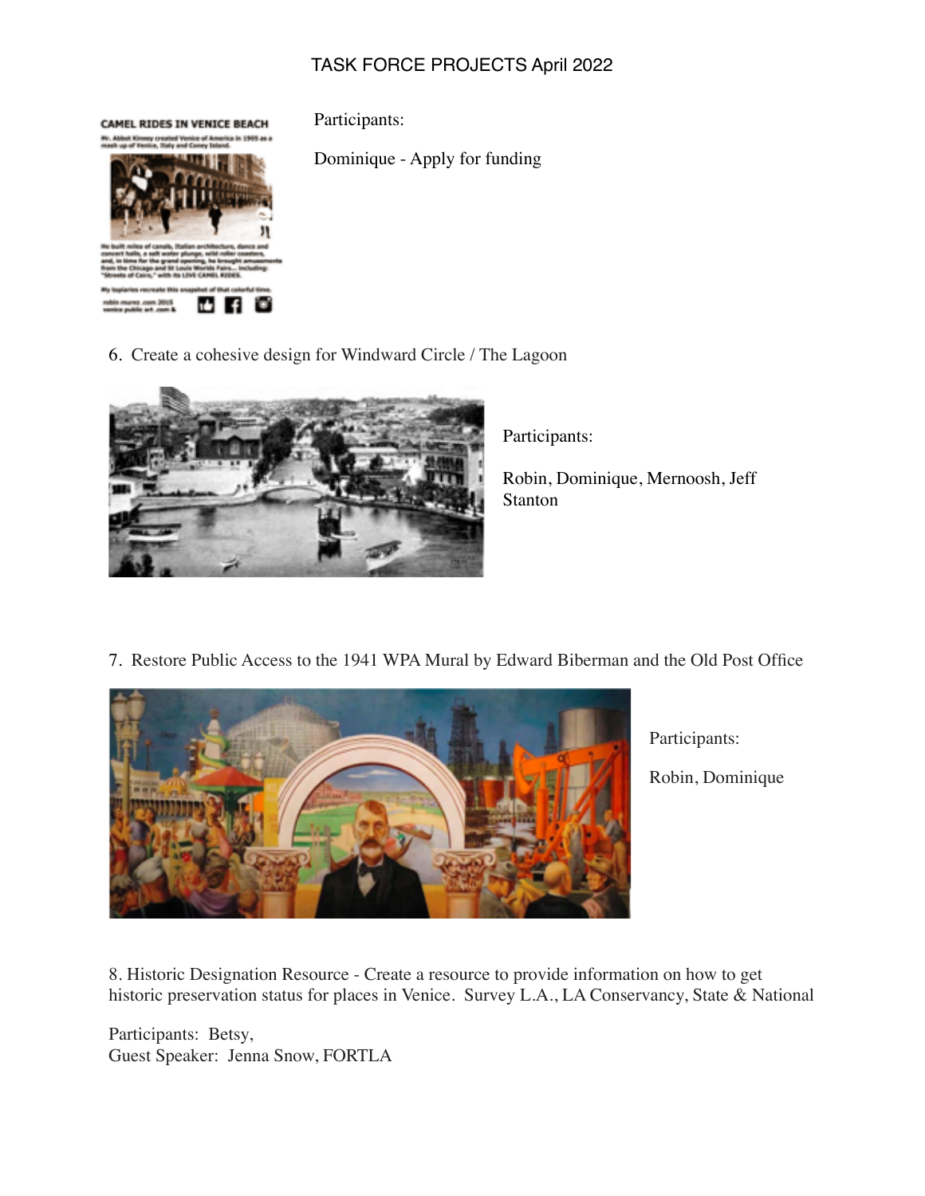# TASK FORCE PROJECTS April 2022

Participants:

Dominique - Apply for funding

6. Create a cohesive design for Windward Circle / The Lagoon

Participants:

Robin, Dominique, Mernoosh, Jeff Stanton

7. Restore Public Access to the 1941 WPA Mural by Edward Biberman and the Old Post Office

Participants:

Robin, Dominique

8. Historic Designation Resource - Create a resource to provide information on how to get historic preservation status for places in Venice. Survey L.A., LA Conservancy, State & National

Participants: Betsy,
Guest Speaker: Jenna Snow, FORTLA